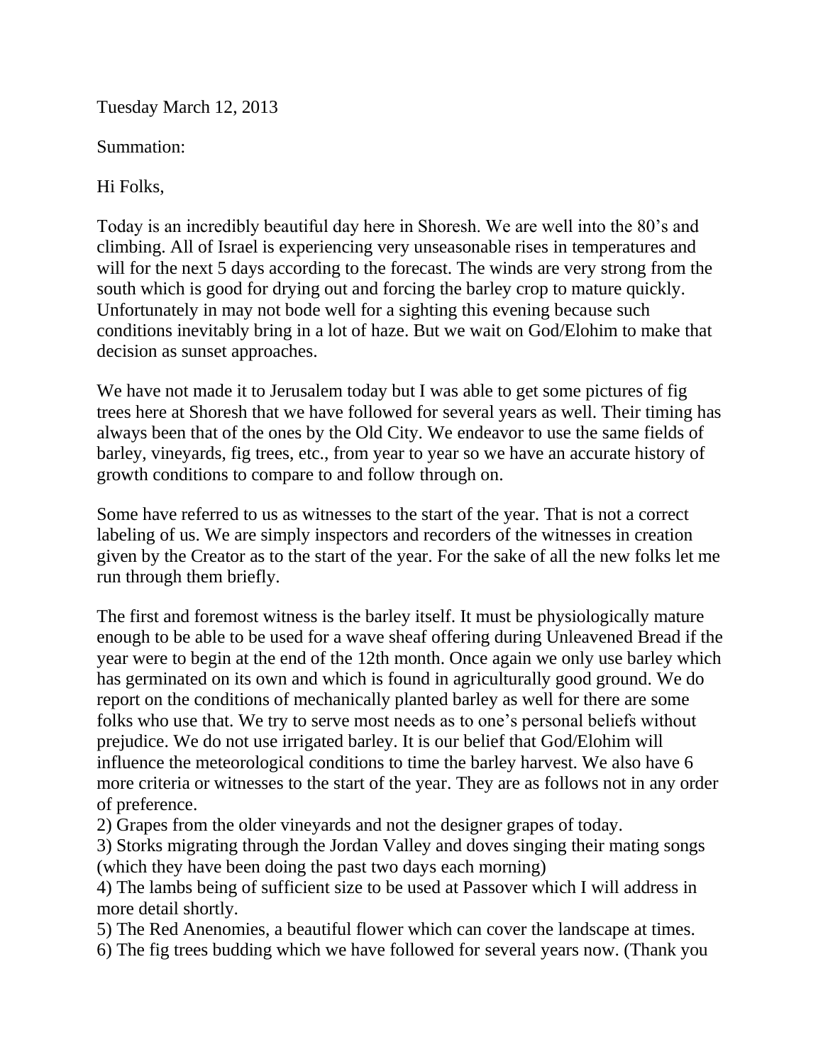Tuesday March 12, 2013

Summation:

Hi Folks,

Today is an incredibly beautiful day here in Shoresh. We are well into the 80's and climbing. All of Israel is experiencing very unseasonable rises in temperatures and will for the next 5 days according to the forecast. The winds are very strong from the south which is good for drying out and forcing the barley crop to mature quickly. Unfortunately in may not bode well for a sighting this evening because such conditions inevitably bring in a lot of haze. But we wait on God/Elohim to make that decision as sunset approaches.

We have not made it to Jerusalem today but I was able to get some pictures of fig trees here at Shoresh that we have followed for several years as well. Their timing has always been that of the ones by the Old City. We endeavor to use the same fields of barley, vineyards, fig trees, etc., from year to year so we have an accurate history of growth conditions to compare to and follow through on.

Some have referred to us as witnesses to the start of the year. That is not a correct labeling of us. We are simply inspectors and recorders of the witnesses in creation given by the Creator as to the start of the year. For the sake of all the new folks let me run through them briefly.

The first and foremost witness is the barley itself. It must be physiologically mature enough to be able to be used for a wave sheaf offering during Unleavened Bread if the year were to begin at the end of the 12th month. Once again we only use barley which has germinated on its own and which is found in agriculturally good ground. We do report on the conditions of mechanically planted barley as well for there are some folks who use that. We try to serve most needs as to one's personal beliefs without prejudice. We do not use irrigated barley. It is our belief that God/Elohim will influence the meteorological conditions to time the barley harvest. We also have 6 more criteria or witnesses to the start of the year. They are as follows not in any order of preference.

2) Grapes from the older vineyards and not the designer grapes of today.
3) Storks migrating through the Jordan Valley and doves singing their mating songs (which they have been doing the past two days each morning)
4) The lambs being of sufficient size to be used at Passover which I will address in more detail shortly.
5) The Red Anenomies, a beautiful flower which can cover the landscape at times.
6) The fig trees budding which we have followed for several years now. (Thank you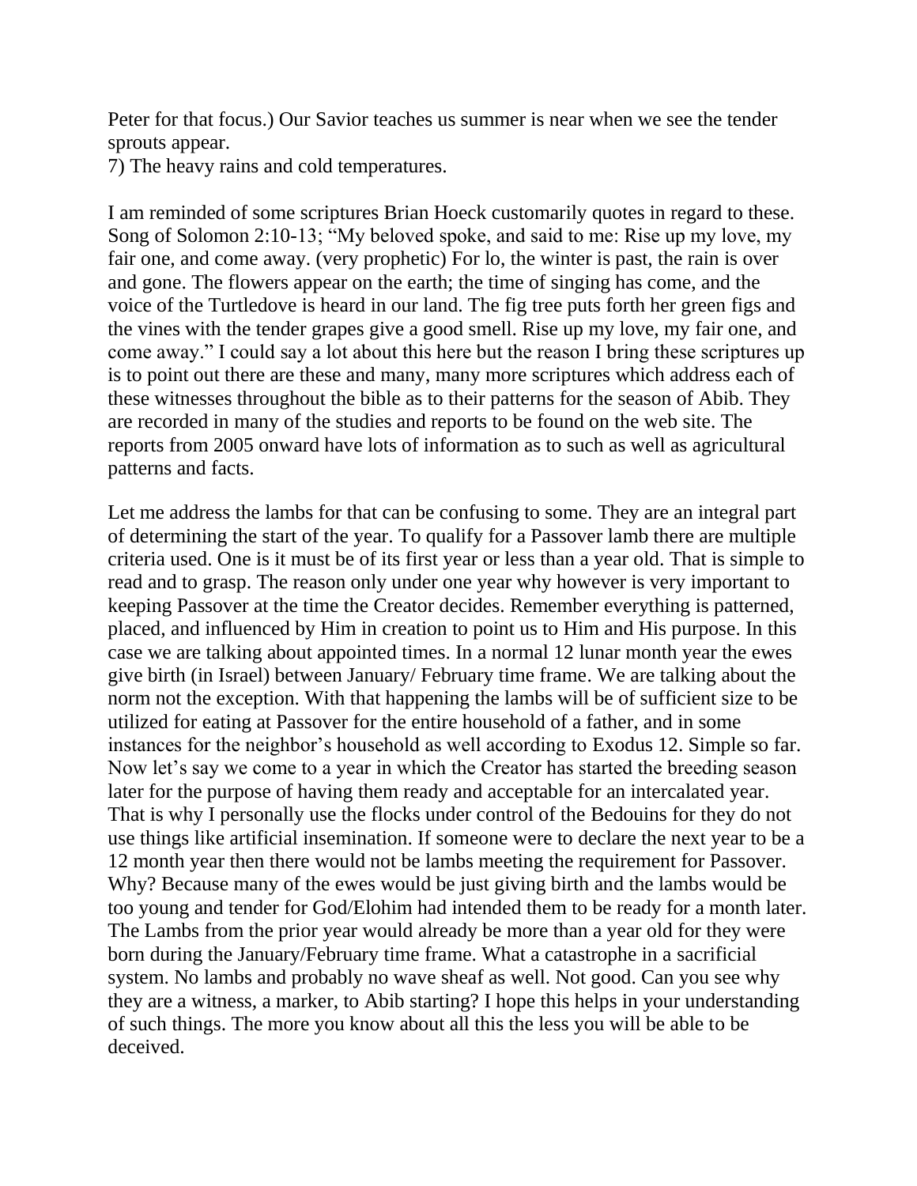Peter for that focus.) Our Savior teaches us summer is near when we see the tender sprouts appear.

7) The heavy rains and cold temperatures.

I am reminded of some scriptures Brian Hoeck customarily quotes in regard to these. Song of Solomon 2:10-13; "My beloved spoke, and said to me: Rise up my love, my fair one, and come away. (very prophetic) For lo, the winter is past, the rain is over and gone. The flowers appear on the earth; the time of singing has come, and the voice of the Turtledove is heard in our land. The fig tree puts forth her green figs and the vines with the tender grapes give a good smell. Rise up my love, my fair one, and come away." I could say a lot about this here but the reason I bring these scriptures up is to point out there are these and many, many more scriptures which address each of these witnesses throughout the bible as to their patterns for the season of Abib. They are recorded in many of the studies and reports to be found on the web site. The reports from 2005 onward have lots of information as to such as well as agricultural patterns and facts.

Let me address the lambs for that can be confusing to some. They are an integral part of determining the start of the year. To qualify for a Passover lamb there are multiple criteria used. One is it must be of its first year or less than a year old. That is simple to read and to grasp. The reason only under one year why however is very important to keeping Passover at the time the Creator decides. Remember everything is patterned, placed, and influenced by Him in creation to point us to Him and His purpose. In this case we are talking about appointed times. In a normal 12 lunar month year the ewes give birth (in Israel) between January/ February time frame. We are talking about the norm not the exception. With that happening the lambs will be of sufficient size to be utilized for eating at Passover for the entire household of a father, and in some instances for the neighbor's household as well according to Exodus 12. Simple so far. Now let's say we come to a year in which the Creator has started the breeding season later for the purpose of having them ready and acceptable for an intercalated year. That is why I personally use the flocks under control of the Bedouins for they do not use things like artificial insemination. If someone were to declare the next year to be a 12 month year then there would not be lambs meeting the requirement for Passover. Why? Because many of the ewes would be just giving birth and the lambs would be too young and tender for God/Elohim had intended them to be ready for a month later. The Lambs from the prior year would already be more than a year old for they were born during the January/February time frame. What a catastrophe in a sacrificial system. No lambs and probably no wave sheaf as well. Not good. Can you see why they are a witness, a marker, to Abib starting? I hope this helps in your understanding of such things. The more you know about all this the less you will be able to be deceived.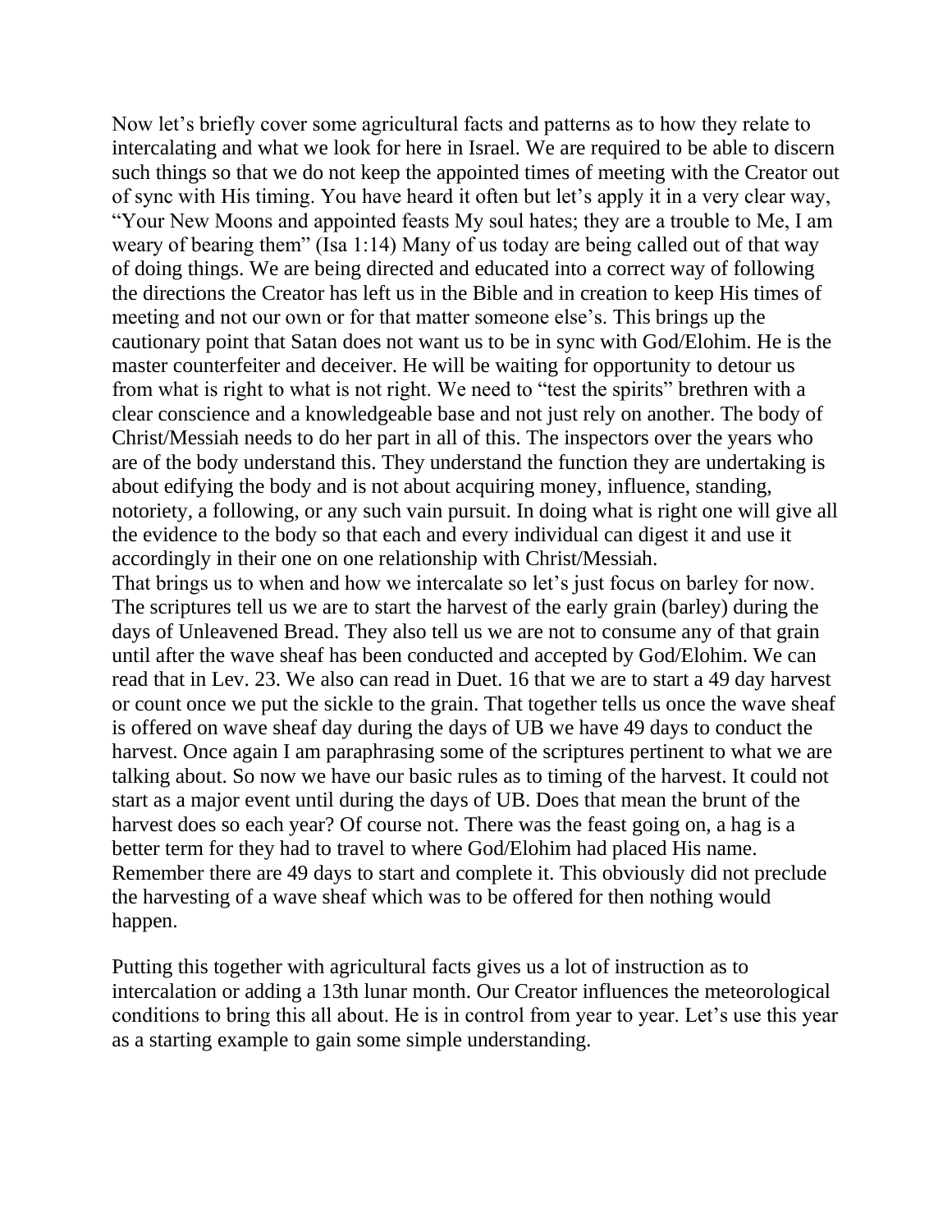Now let's briefly cover some agricultural facts and patterns as to how they relate to intercalating and what we look for here in Israel. We are required to be able to discern such things so that we do not keep the appointed times of meeting with the Creator out of sync with His timing. You have heard it often but let's apply it in a very clear way, "Your New Moons and appointed feasts My soul hates; they are a trouble to Me, I am weary of bearing them" (Isa 1:14) Many of us today are being called out of that way of doing things. We are being directed and educated into a correct way of following the directions the Creator has left us in the Bible and in creation to keep His times of meeting and not our own or for that matter someone else's. This brings up the cautionary point that Satan does not want us to be in sync with God/Elohim. He is the master counterfeiter and deceiver. He will be waiting for opportunity to detour us from what is right to what is not right. We need to "test the spirits" brethren with a clear conscience and a knowledgeable base and not just rely on another. The body of Christ/Messiah needs to do her part in all of this. The inspectors over the years who are of the body understand this. They understand the function they are undertaking is about edifying the body and is not about acquiring money, influence, standing, notoriety, a following, or any such vain pursuit. In doing what is right one will give all the evidence to the body so that each and every individual can digest it and use it accordingly in their one on one relationship with Christ/Messiah.

That brings us to when and how we intercalate so let's just focus on barley for now. The scriptures tell us we are to start the harvest of the early grain (barley) during the days of Unleavened Bread. They also tell us we are not to consume any of that grain until after the wave sheaf has been conducted and accepted by God/Elohim. We can read that in Lev. 23. We also can read in Duet. 16 that we are to start a 49 day harvest or count once we put the sickle to the grain. That together tells us once the wave sheaf is offered on wave sheaf day during the days of UB we have 49 days to conduct the harvest. Once again I am paraphrasing some of the scriptures pertinent to what we are talking about. So now we have our basic rules as to timing of the harvest. It could not start as a major event until during the days of UB. Does that mean the brunt of the harvest does so each year? Of course not. There was the feast going on, a hag is a better term for they had to travel to where God/Elohim had placed His name. Remember there are 49 days to start and complete it. This obviously did not preclude the harvesting of a wave sheaf which was to be offered for then nothing would happen.

Putting this together with agricultural facts gives us a lot of instruction as to intercalation or adding a 13th lunar month. Our Creator influences the meteorological conditions to bring this all about. He is in control from year to year. Let's use this year as a starting example to gain some simple understanding.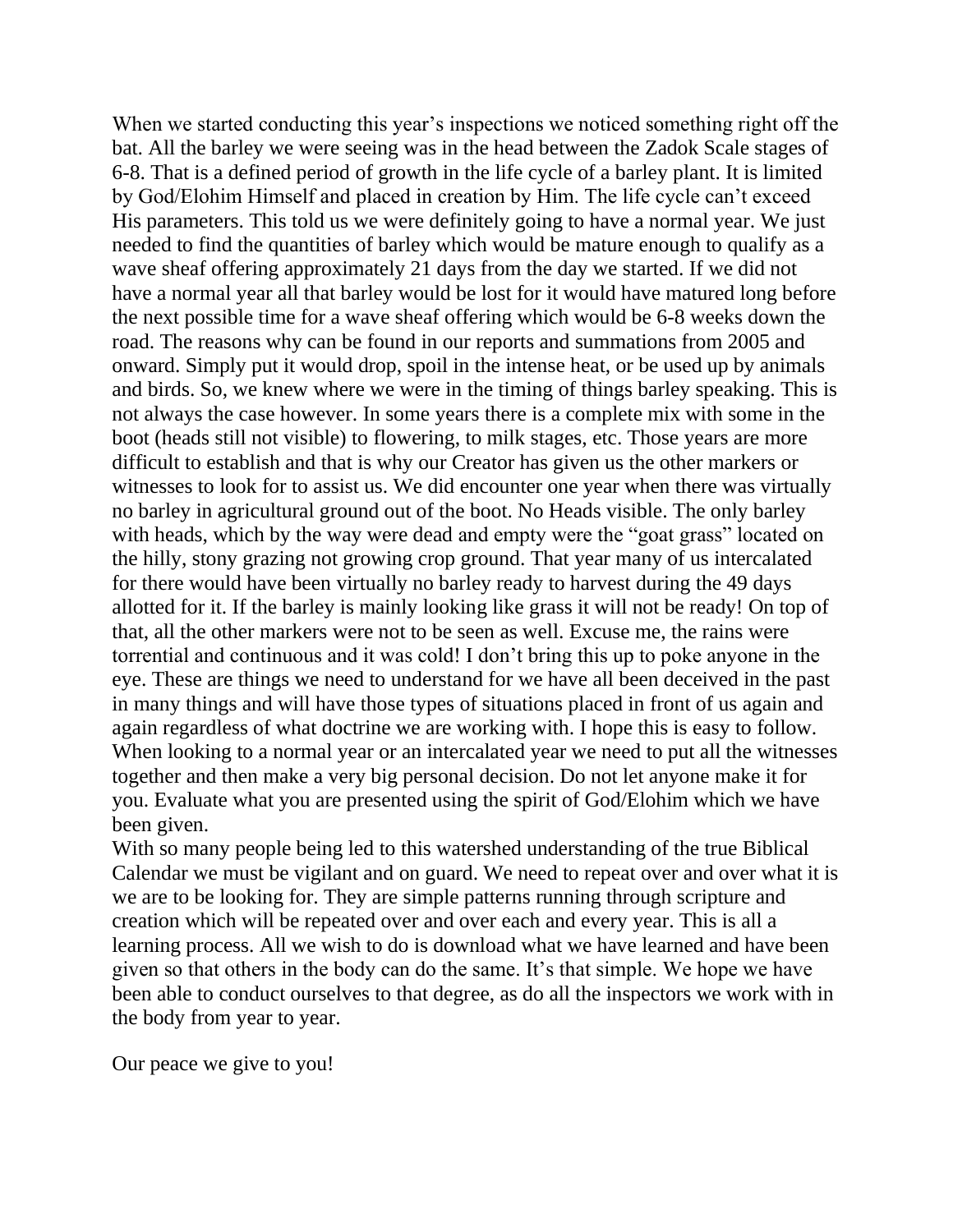When we started conducting this year's inspections we noticed something right off the bat. All the barley we were seeing was in the head between the Zadok Scale stages of 6-8. That is a defined period of growth in the life cycle of a barley plant. It is limited by God/Elohim Himself and placed in creation by Him. The life cycle can't exceed His parameters. This told us we were definitely going to have a normal year. We just needed to find the quantities of barley which would be mature enough to qualify as a wave sheaf offering approximately 21 days from the day we started. If we did not have a normal year all that barley would be lost for it would have matured long before the next possible time for a wave sheaf offering which would be 6-8 weeks down the road. The reasons why can be found in our reports and summations from 2005 and onward. Simply put it would drop, spoil in the intense heat, or be used up by animals and birds. So, we knew where we were in the timing of things barley speaking. This is not always the case however. In some years there is a complete mix with some in the boot (heads still not visible) to flowering, to milk stages, etc. Those years are more difficult to establish and that is why our Creator has given us the other markers or witnesses to look for to assist us. We did encounter one year when there was virtually no barley in agricultural ground out of the boot. No Heads visible. The only barley with heads, which by the way were dead and empty were the "goat grass" located on the hilly, stony grazing not growing crop ground. That year many of us intercalated for there would have been virtually no barley ready to harvest during the 49 days allotted for it. If the barley is mainly looking like grass it will not be ready! On top of that, all the other markers were not to be seen as well. Excuse me, the rains were torrential and continuous and it was cold! I don't bring this up to poke anyone in the eye. These are things we need to understand for we have all been deceived in the past in many things and will have those types of situations placed in front of us again and again regardless of what doctrine we are working with. I hope this is easy to follow. When looking to a normal year or an intercalated year we need to put all the witnesses together and then make a very big personal decision. Do not let anyone make it for you. Evaluate what you are presented using the spirit of God/Elohim which we have been given.

With so many people being led to this watershed understanding of the true Biblical Calendar we must be vigilant and on guard. We need to repeat over and over what it is we are to be looking for. They are simple patterns running through scripture and creation which will be repeated over and over each and every year. This is all a learning process. All we wish to do is download what we have learned and have been given so that others in the body can do the same. It's that simple. We hope we have been able to conduct ourselves to that degree, as do all the inspectors we work with in the body from year to year.

Our peace we give to you!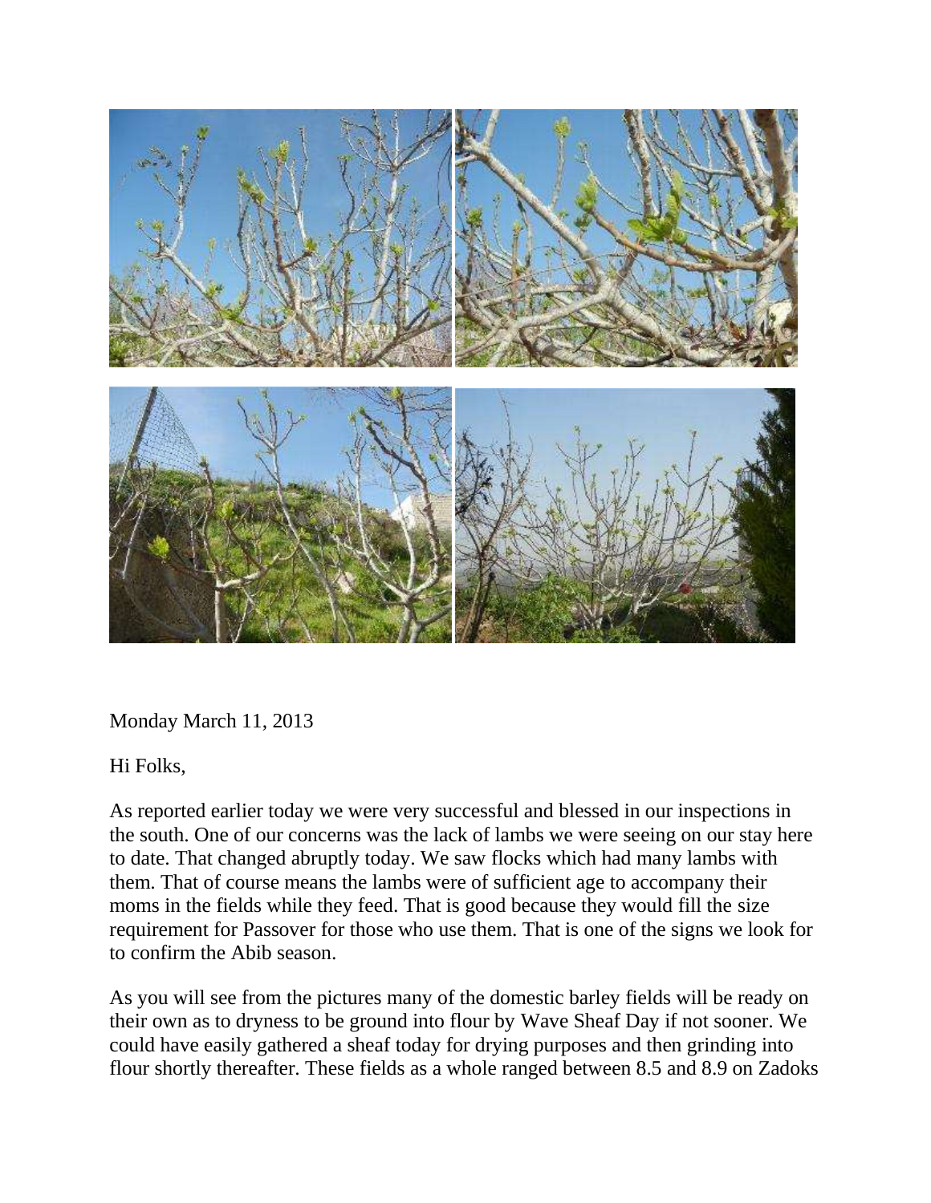Monday March 11, 2013

Hi Folks,

As reported earlier today we were very successful and blessed in our inspections in the south. One of our concerns was the lack of lambs we were seeing on our stay here to date. That changed abruptly today. We saw flocks which had many lambs with them. That of course means the lambs were of sufficient age to accompany their moms in the fields while they feed. That is good because they would fill the size requirement for Passover for those who use them. That is one of the signs we look for to confirm the Abib season.

As you will see from the pictures many of the domestic barley fields will be ready on their own as to dryness to be ground into flour by Wave Sheaf Day if not sooner. We could have easily gathered a sheaf today for drying purposes and then grinding into flour shortly thereafter. These fields as a whole ranged between 8.5 and 8.9 on Zadoks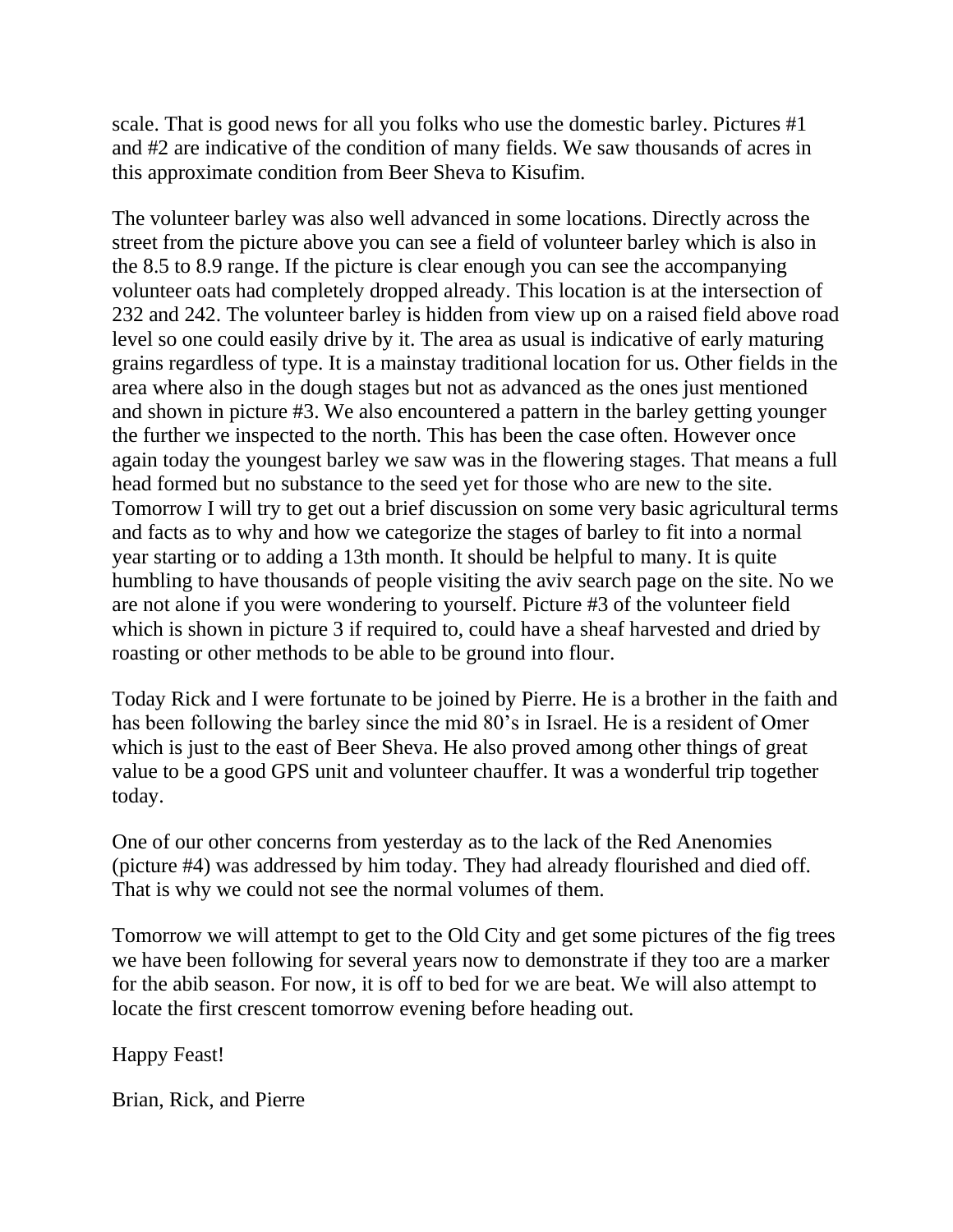scale. That is good news for all you folks who use the domestic barley. Pictures #1 and #2 are indicative of the condition of many fields. We saw thousands of acres in this approximate condition from Beer Sheva to Kisufim.

The volunteer barley was also well advanced in some locations. Directly across the street from the picture above you can see a field of volunteer barley which is also in the 8.5 to 8.9 range. If the picture is clear enough you can see the accompanying volunteer oats had completely dropped already. This location is at the intersection of 232 and 242. The volunteer barley is hidden from view up on a raised field above road level so one could easily drive by it. The area as usual is indicative of early maturing grains regardless of type. It is a mainstay traditional location for us. Other fields in the area where also in the dough stages but not as advanced as the ones just mentioned and shown in picture #3. We also encountered a pattern in the barley getting younger the further we inspected to the north. This has been the case often. However once again today the youngest barley we saw was in the flowering stages. That means a full head formed but no substance to the seed yet for those who are new to the site. Tomorrow I will try to get out a brief discussion on some very basic agricultural terms and facts as to why and how we categorize the stages of barley to fit into a normal year starting or to adding a 13th month. It should be helpful to many. It is quite humbling to have thousands of people visiting the aviv search page on the site. No we are not alone if you were wondering to yourself. Picture #3 of the volunteer field which is shown in picture 3 if required to, could have a sheaf harvested and dried by roasting or other methods to be able to be ground into flour.

Today Rick and I were fortunate to be joined by Pierre. He is a brother in the faith and has been following the barley since the mid 80's in Israel. He is a resident of Omer which is just to the east of Beer Sheva. He also proved among other things of great value to be a good GPS unit and volunteer chauffer. It was a wonderful trip together today.

One of our other concerns from yesterday as to the lack of the Red Anenomies (picture #4) was addressed by him today. They had already flourished and died off. That is why we could not see the normal volumes of them.

Tomorrow we will attempt to get to the Old City and get some pictures of the fig trees we have been following for several years now to demonstrate if they too are a marker for the abib season. For now, it is off to bed for we are beat. We will also attempt to locate the first crescent tomorrow evening before heading out.

Happy Feast!

Brian, Rick, and Pierre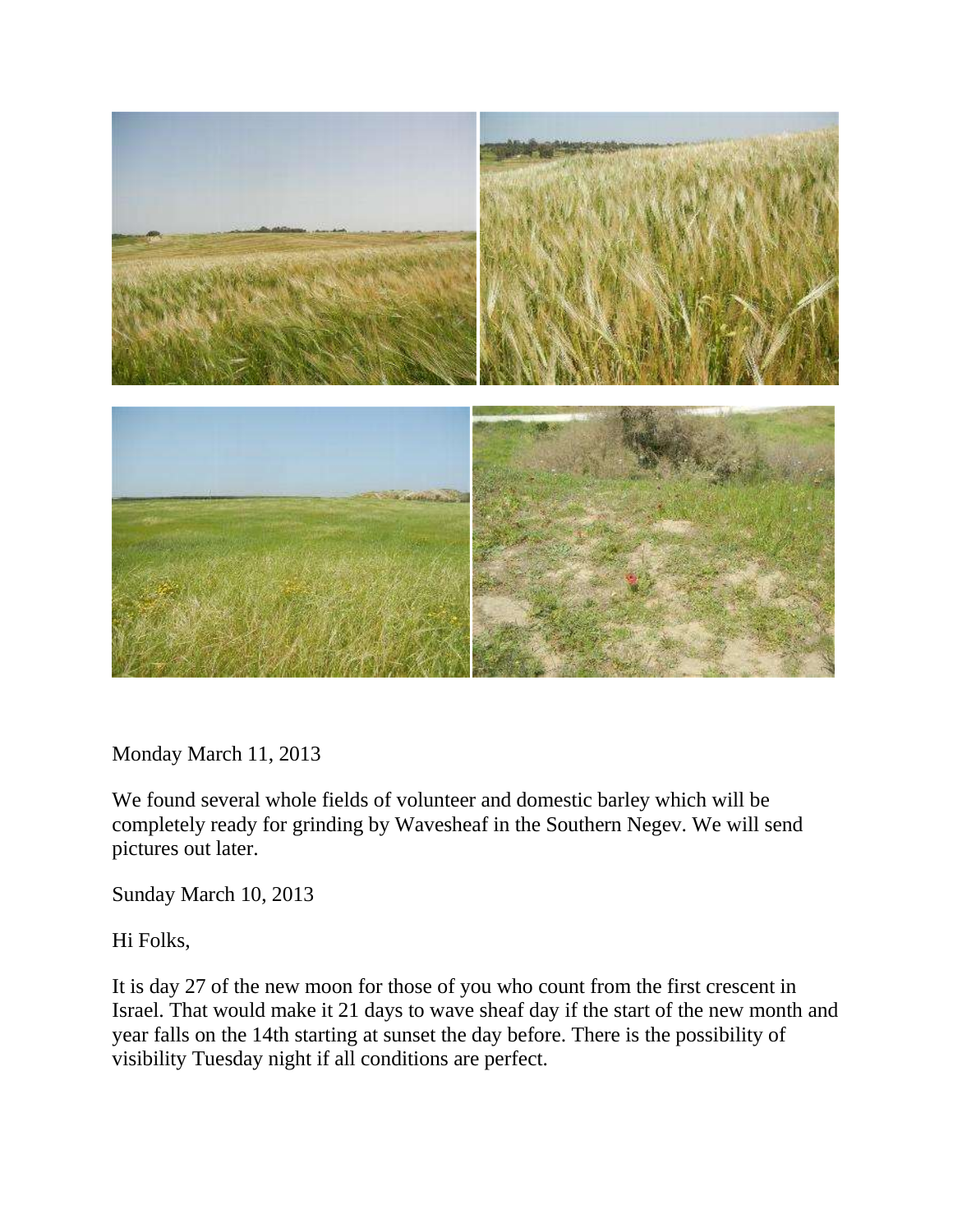Monday March 11, 2013

We found several whole fields of volunteer and domestic barley which will be completely ready for grinding by Wavesheaf in the Southern Negev. We will send pictures out later.

Sunday March 10, 2013

Hi Folks,

It is day 27 of the new moon for those of you who count from the first crescent in Israel. That would make it 21 days to wave sheaf day if the start of the new month and year falls on the 14th starting at sunset the day before. There is the possibility of visibility Tuesday night if all conditions are perfect.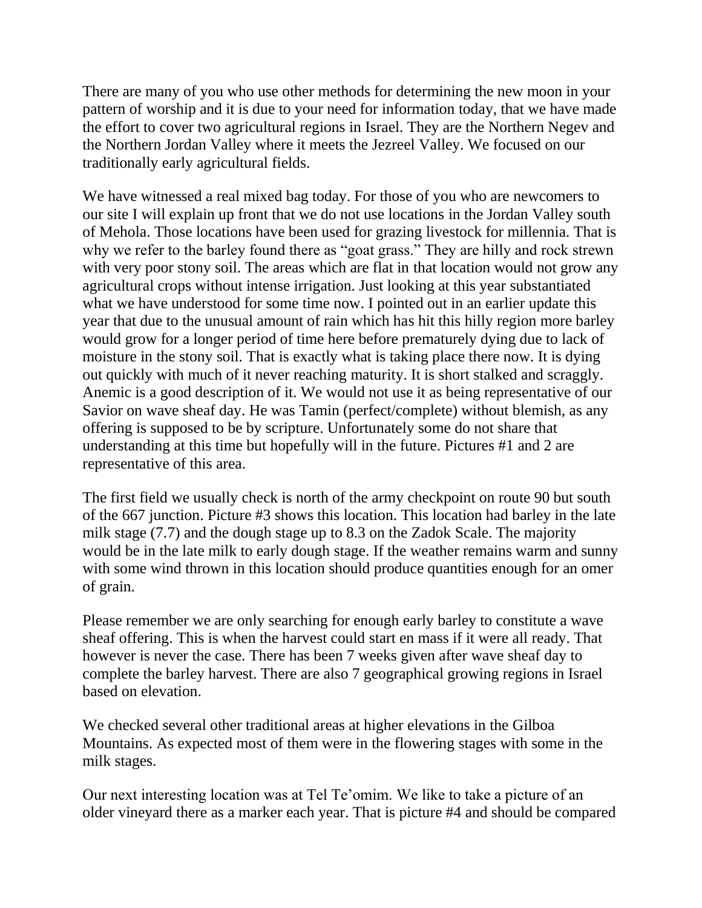There are many of you who use other methods for determining the new moon in your pattern of worship and it is due to your need for information today, that we have made the effort to cover two agricultural regions in Israel. They are the Northern Negev and the Northern Jordan Valley where it meets the Jezreel Valley. We focused on our traditionally early agricultural fields.

We have witnessed a real mixed bag today. For those of you who are newcomers to our site I will explain up front that we do not use locations in the Jordan Valley south of Mehola. Those locations have been used for grazing livestock for millennia. That is why we refer to the barley found there as “goat grass.” They are hilly and rock strewn with very poor stony soil. The areas which are flat in that location would not grow any agricultural crops without intense irrigation. Just looking at this year substantiated what we have understood for some time now. I pointed out in an earlier update this year that due to the unusual amount of rain which has hit this hilly region more barley would grow for a longer period of time here before prematurely dying due to lack of moisture in the stony soil. That is exactly what is taking place there now. It is dying out quickly with much of it never reaching maturity. It is short stalked and scraggly. Anemic is a good description of it. We would not use it as being representative of our Savior on wave sheaf day. He was Tamin (perfect/complete) without blemish, as any offering is supposed to be by scripture. Unfortunately some do not share that understanding at this time but hopefully will in the future. Pictures #1 and 2 are representative of this area.

The first field we usually check is north of the army checkpoint on route 90 but south of the 667 junction. Picture #3 shows this location. This location had barley in the late milk stage (7.7) and the dough stage up to 8.3 on the Zadok Scale. The majority would be in the late milk to early dough stage. If the weather remains warm and sunny with some wind thrown in this location should produce quantities enough for an omer of grain.

Please remember we are only searching for enough early barley to constitute a wave sheaf offering. This is when the harvest could start en mass if it were all ready. That however is never the case. There has been 7 weeks given after wave sheaf day to complete the barley harvest. There are also 7 geographical growing regions in Israel based on elevation.

We checked several other traditional areas at higher elevations in the Gilboa Mountains. As expected most of them were in the flowering stages with some in the milk stages.

Our next interesting location was at Tel Te’omim. We like to take a picture of an older vineyard there as a marker each year. That is picture #4 and should be compared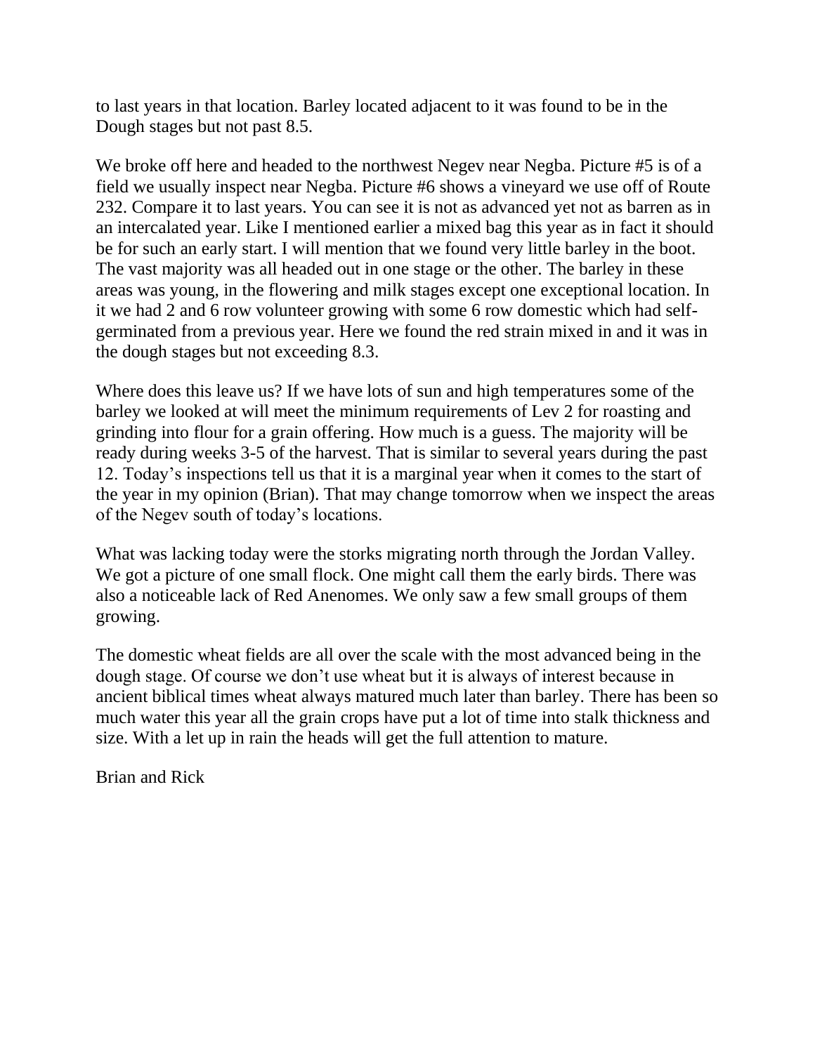to last years in that location. Barley located adjacent to it was found to be in the Dough stages but not past 8.5.

We broke off here and headed to the northwest Negev near Negba. Picture #5 is of a field we usually inspect near Negba. Picture #6 shows a vineyard we use off of Route 232. Compare it to last years. You can see it is not as advanced yet not as barren as in an intercalated year. Like I mentioned earlier a mixed bag this year as in fact it should be for such an early start. I will mention that we found very little barley in the boot. The vast majority was all headed out in one stage or the other. The barley in these areas was young, in the flowering and milk stages except one exceptional location. In it we had 2 and 6 row volunteer growing with some 6 row domestic which had self-germinated from a previous year. Here we found the red strain mixed in and it was in the dough stages but not exceeding 8.3.

Where does this leave us? If we have lots of sun and high temperatures some of the barley we looked at will meet the minimum requirements of Lev 2 for roasting and grinding into flour for a grain offering. How much is a guess. The majority will be ready during weeks 3-5 of the harvest. That is similar to several years during the past 12. Today's inspections tell us that it is a marginal year when it comes to the start of the year in my opinion (Brian). That may change tomorrow when we inspect the areas of the Negev south of today's locations.

What was lacking today were the storks migrating north through the Jordan Valley. We got a picture of one small flock. One might call them the early birds. There was also a noticeable lack of Red Anenomes. We only saw a few small groups of them growing.

The domestic wheat fields are all over the scale with the most advanced being in the dough stage. Of course we don't use wheat but it is always of interest because in ancient biblical times wheat always matured much later than barley. There has been so much water this year all the grain crops have put a lot of time into stalk thickness and size. With a let up in rain the heads will get the full attention to mature.

Brian and Rick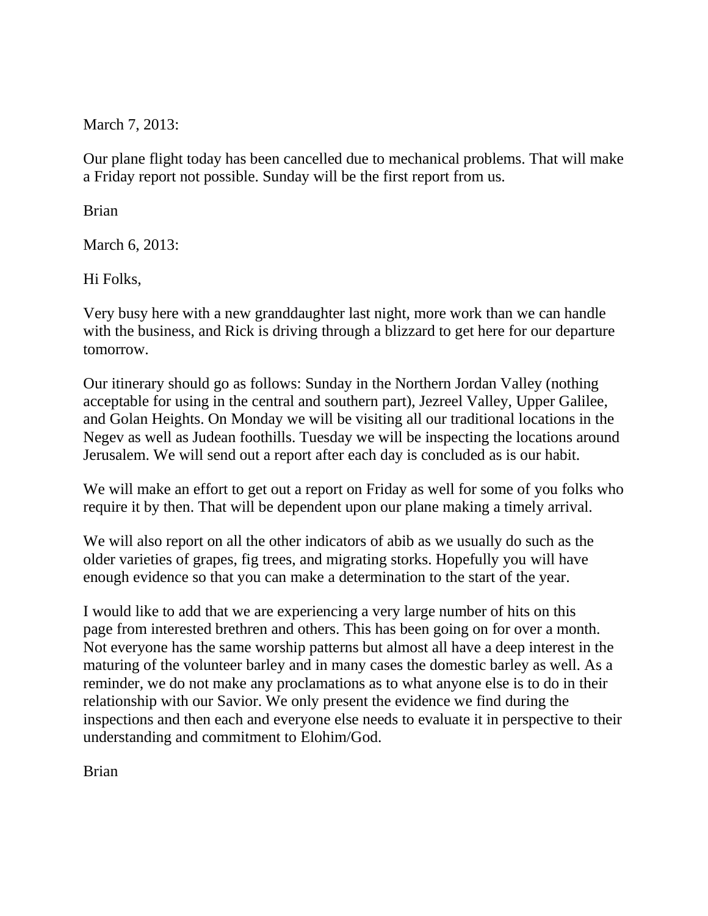March 7, 2013:

Our plane flight today has been cancelled due to mechanical problems. That will make a Friday report not possible. Sunday will be the first report from us.

Brian

March 6, 2013:

Hi Folks,

Very busy here with a new granddaughter last night, more work than we can handle with the business, and Rick is driving through a blizzard to get here for our departure tomorrow.

Our itinerary should go as follows: Sunday in the Northern Jordan Valley (nothing acceptable for using in the central and southern part), Jezreel Valley, Upper Galilee, and Golan Heights. On Monday we will be visiting all our traditional locations in the Negev as well as Judean foothills. Tuesday we will be inspecting the locations around Jerusalem. We will send out a report after each day is concluded as is our habit.

We will make an effort to get out a report on Friday as well for some of you folks who require it by then. That will be dependent upon our plane making a timely arrival.

We will also report on all the other indicators of abib as we usually do such as the older varieties of grapes, fig trees, and migrating storks. Hopefully you will have enough evidence so that you can make a determination to the start of the year.

I would like to add that we are experiencing a very large number of hits on this page from interested brethren and others. This has been going on for over a month. Not everyone has the same worship patterns but almost all have a deep interest in the maturing of the volunteer barley and in many cases the domestic barley as well. As a reminder, we do not make any proclamations as to what anyone else is to do in their relationship with our Savior. We only present the evidence we find during the inspections and then each and everyone else needs to evaluate it in perspective to their understanding and commitment to Elohim/God.

Brian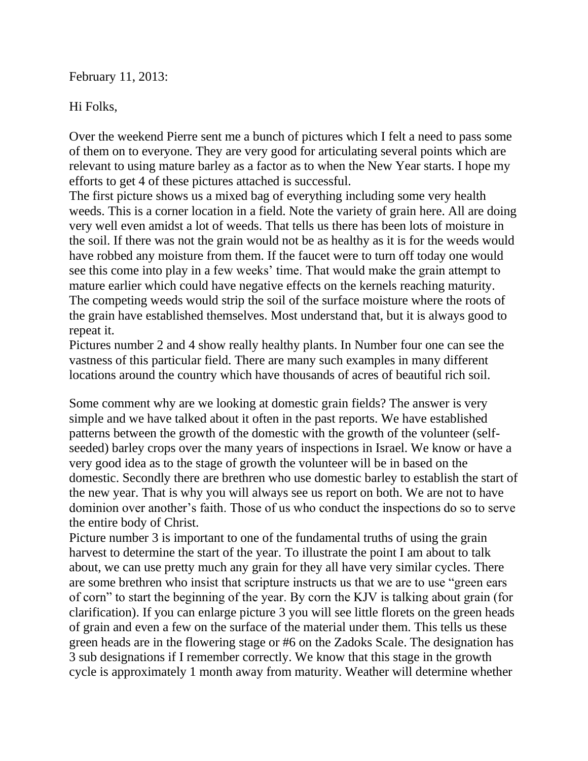February 11, 2013:

Hi Folks,

Over the weekend Pierre sent me a bunch of pictures which I felt a need to pass some of them on to everyone. They are very good for articulating several points which are relevant to using mature barley as a factor as to when the New Year starts. I hope my efforts to get 4 of these pictures attached is successful.
The first picture shows us a mixed bag of everything including some very health weeds. This is a corner location in a field. Note the variety of grain here. All are doing very well even amidst a lot of weeds. That tells us there has been lots of moisture in the soil. If there was not the grain would not be as healthy as it is for the weeds would have robbed any moisture from them. If the faucet were to turn off today one would see this come into play in a few weeks' time. That would make the grain attempt to mature earlier which could have negative effects on the kernels reaching maturity. The competing weeds would strip the soil of the surface moisture where the roots of the grain have established themselves. Most understand that, but it is always good to repeat it.
Pictures number 2 and 4 show really healthy plants. In Number four one can see the vastness of this particular field. There are many such examples in many different locations around the country which have thousands of acres of beautiful rich soil.

Some comment why are we looking at domestic grain fields? The answer is very simple and we have talked about it often in the past reports. We have established patterns between the growth of the domestic with the growth of the volunteer (self-seeded) barley crops over the many years of inspections in Israel. We know or have a very good idea as to the stage of growth the volunteer will be in based on the domestic. Secondly there are brethren who use domestic barley to establish the start of the new year. That is why you will always see us report on both. We are not to have dominion over another's faith. Those of us who conduct the inspections do so to serve the entire body of Christ.
Picture number 3 is important to one of the fundamental truths of using the grain harvest to determine the start of the year. To illustrate the point I am about to talk about, we can use pretty much any grain for they all have very similar cycles. There are some brethren who insist that scripture instructs us that we are to use "green ears of corn" to start the beginning of the year. By corn the KJV is talking about grain (for clarification). If you can enlarge picture 3 you will see little florets on the green heads of grain and even a few on the surface of the material under them. This tells us these green heads are in the flowering stage or #6 on the Zadoks Scale. The designation has 3 sub designations if I remember correctly. We know that this stage in the growth cycle is approximately 1 month away from maturity. Weather will determine whether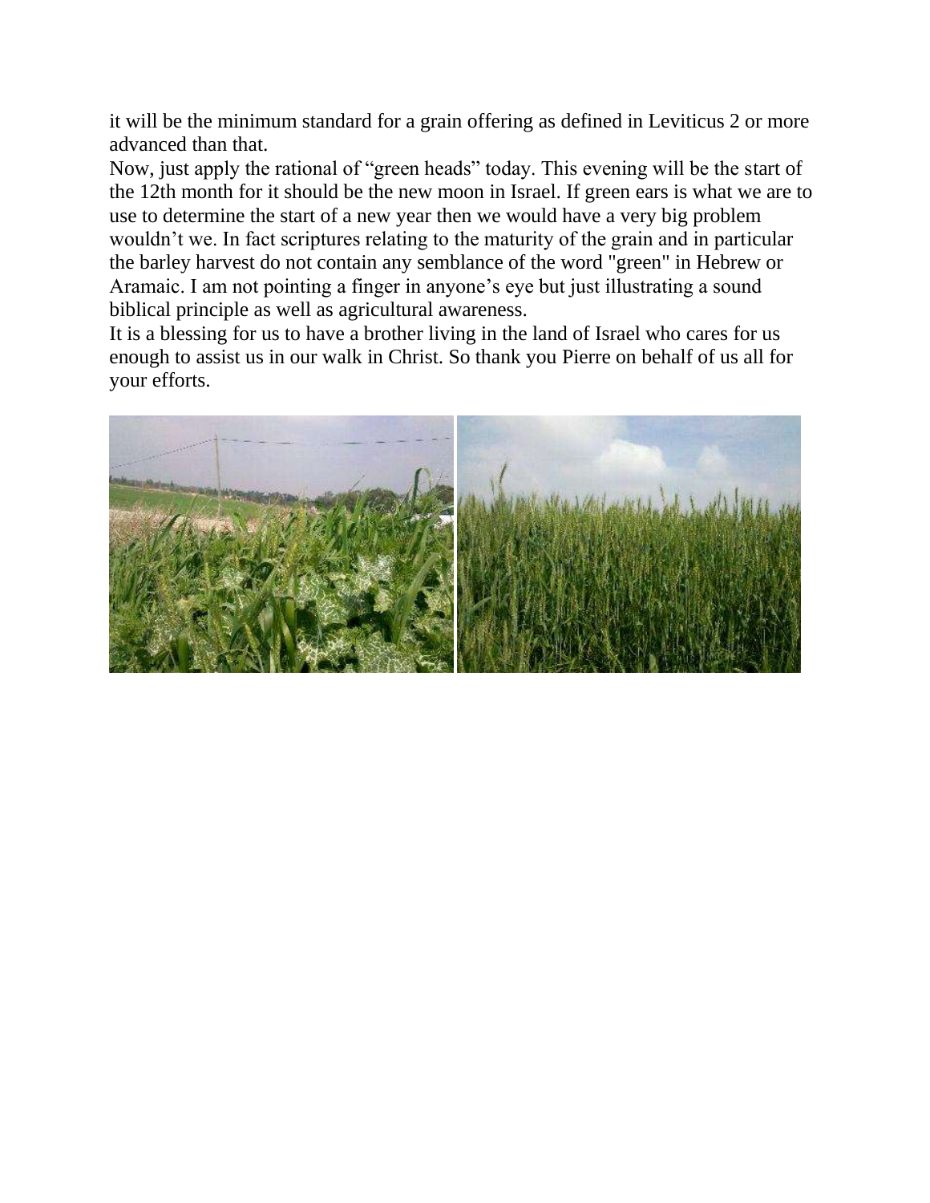it will be the minimum standard for a grain offering as defined in Leviticus 2 or more advanced than that.

Now, just apply the rational of "green heads" today. This evening will be the start of the 12th month for it should be the new moon in Israel. If green ears is what we are to use to determine the start of a new year then we would have a very big problem wouldn't we. In fact scriptures relating to the maturity of the grain and in particular the barley harvest do not contain any semblance of the word "green" in Hebrew or Aramaic. I am not pointing a finger in anyone's eye but just illustrating a sound biblical principle as well as agricultural awareness.

It is a blessing for us to have a brother living in the land of Israel who cares for us enough to assist us in our walk in Christ. So thank you Pierre on behalf of us all for your efforts.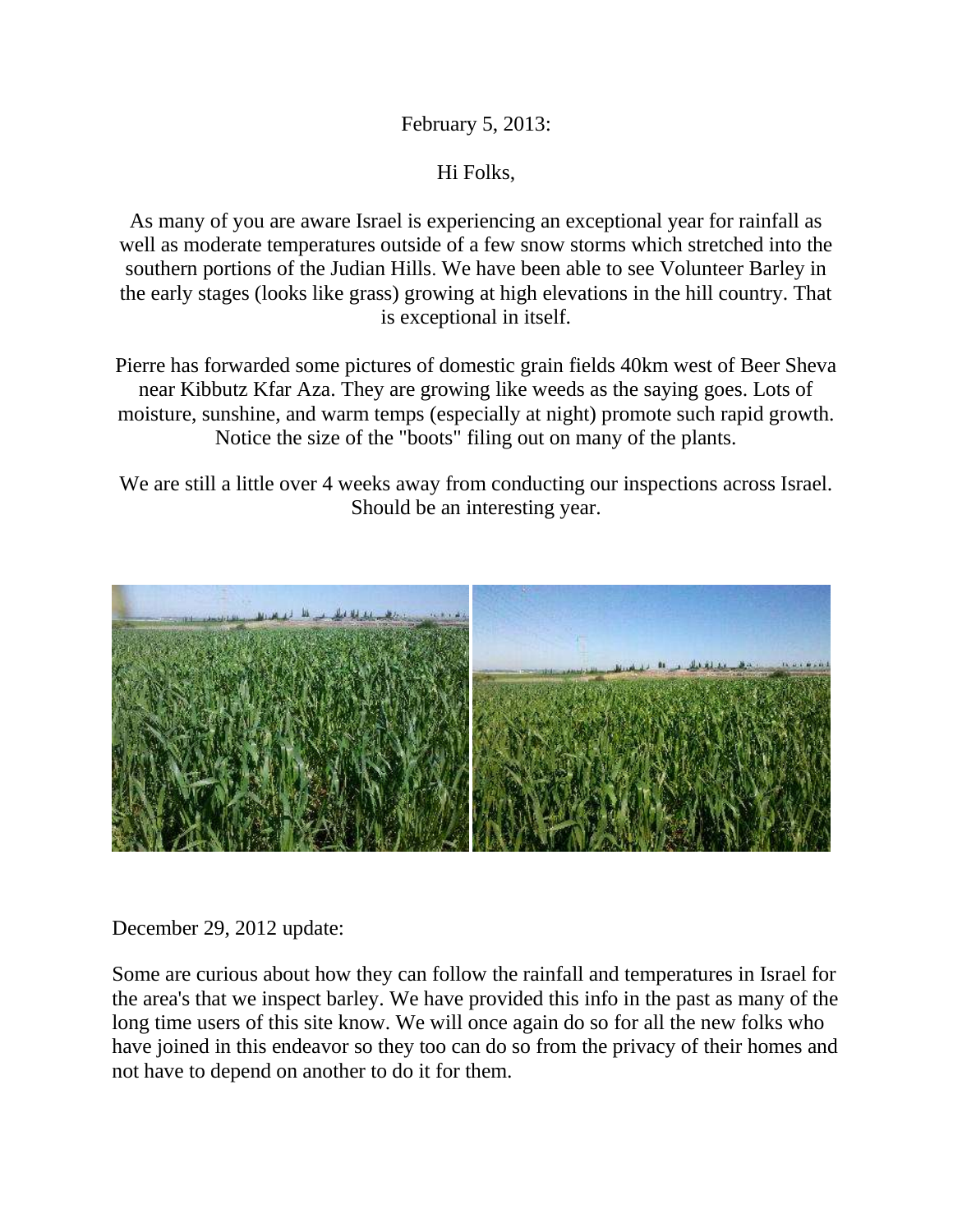February 5, 2013:

Hi Folks,

As many of you are aware Israel is experiencing an exceptional year for rainfall as well as moderate temperatures outside of a few snow storms which stretched into the southern portions of the Judian Hills. We have been able to see Volunteer Barley in the early stages (looks like grass) growing at high elevations in the hill country. That is exceptional in itself.

Pierre has forwarded some pictures of domestic grain fields 40km west of Beer Sheva near Kibbutz Kfar Aza. They are growing like weeds as the saying goes. Lots of moisture, sunshine, and warm temps (especially at night) promote such rapid growth. Notice the size of the "boots" filing out on many of the plants.

We are still a little over 4 weeks away from conducting our inspections across Israel. Should be an interesting year.

December 29, 2012 update:

Some are curious about how they can follow the rainfall and temperatures in Israel for the area's that we inspect barley. We have provided this info in the past as many of the long time users of this site know. We will once again do so for all the new folks who have joined in this endeavor so they too can do so from the privacy of their homes and not have to depend on another to do it for them.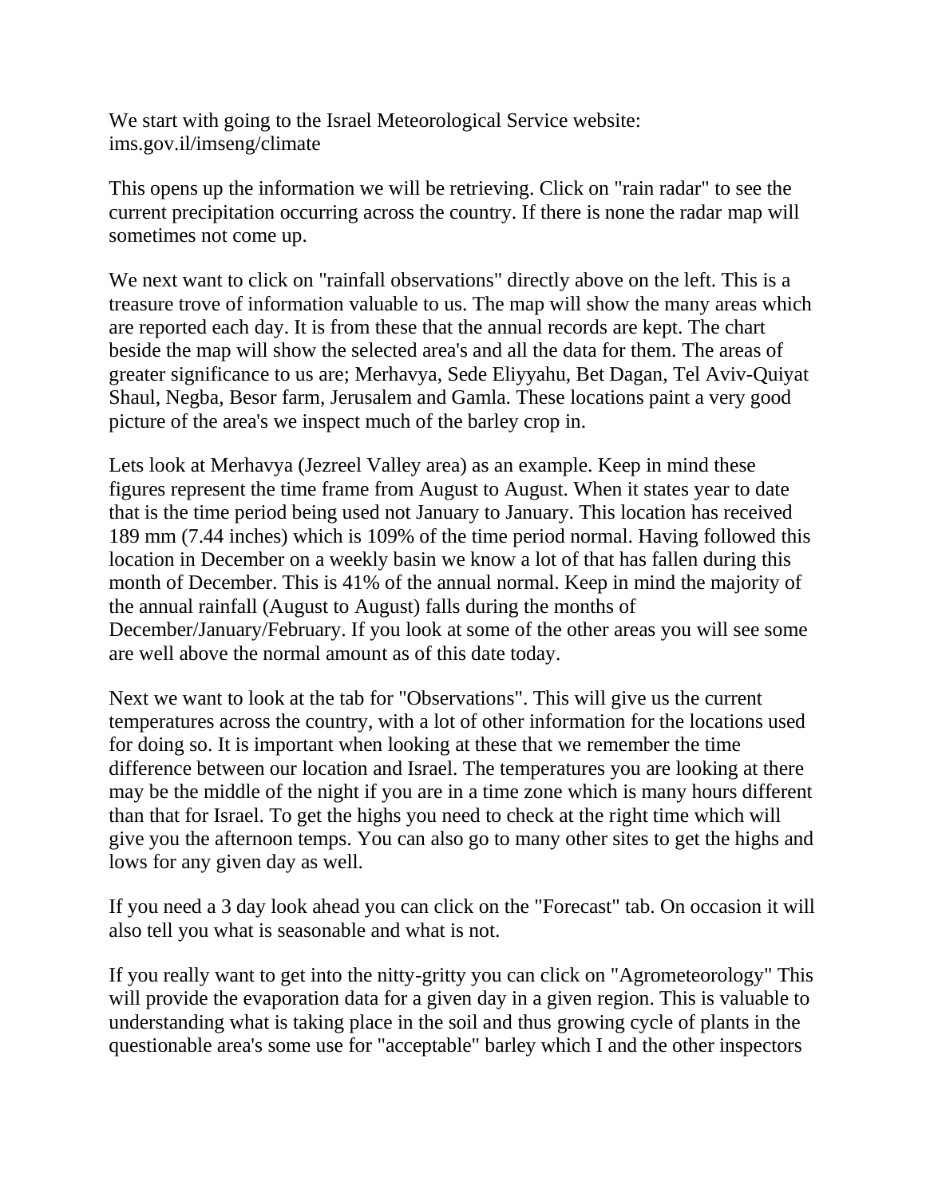We start with going to the Israel Meteorological Service website:
ims.gov.il/imseng/climate

This opens up the information we will be retrieving. Click on "rain radar" to see the current precipitation occurring across the country. If there is none the radar map will sometimes not come up.

We next want to click on "rainfall observations" directly above on the left. This is a treasure trove of information valuable to us. The map will show the many areas which are reported each day. It is from these that the annual records are kept. The chart beside the map will show the selected area's and all the data for them. The areas of greater significance to us are; Merhavya, Sede Eliyyahu, Bet Dagan, Tel Aviv-Quiyat Shaul, Negba, Besor farm, Jerusalem and Gamla. These locations paint a very good picture of the area's we inspect much of the barley crop in.

Lets look at Merhavya (Jezreel Valley area) as an example. Keep in mind these figures represent the time frame from August to August. When it states year to date that is the time period being used not January to January. This location has received 189 mm (7.44 inches) which is 109% of the time period normal. Having followed this location in December on a weekly basin we know a lot of that has fallen during this month of December. This is 41% of the annual normal. Keep in mind the majority of the annual rainfall (August to August) falls during the months of December/January/February. If you look at some of the other areas you will see some are well above the normal amount as of this date today.

Next we want to look at the tab for "Observations". This will give us the current temperatures across the country, with a lot of other information for the locations used for doing so. It is important when looking at these that we remember the time difference between our location and Israel. The temperatures you are looking at there may be the middle of the night if you are in a time zone which is many hours different than that for Israel. To get the highs you need to check at the right time which will give you the afternoon temps. You can also go to many other sites to get the highs and lows for any given day as well.

If you need a 3 day look ahead you can click on the "Forecast" tab. On occasion it will also tell you what is seasonable and what is not.

If you really want to get into the nitty-gritty you can click on "Agrometeorology" This will provide the evaporation data for a given day in a given region. This is valuable to understanding what is taking place in the soil and thus growing cycle of plants in the questionable area's some use for "acceptable" barley which I and the other inspectors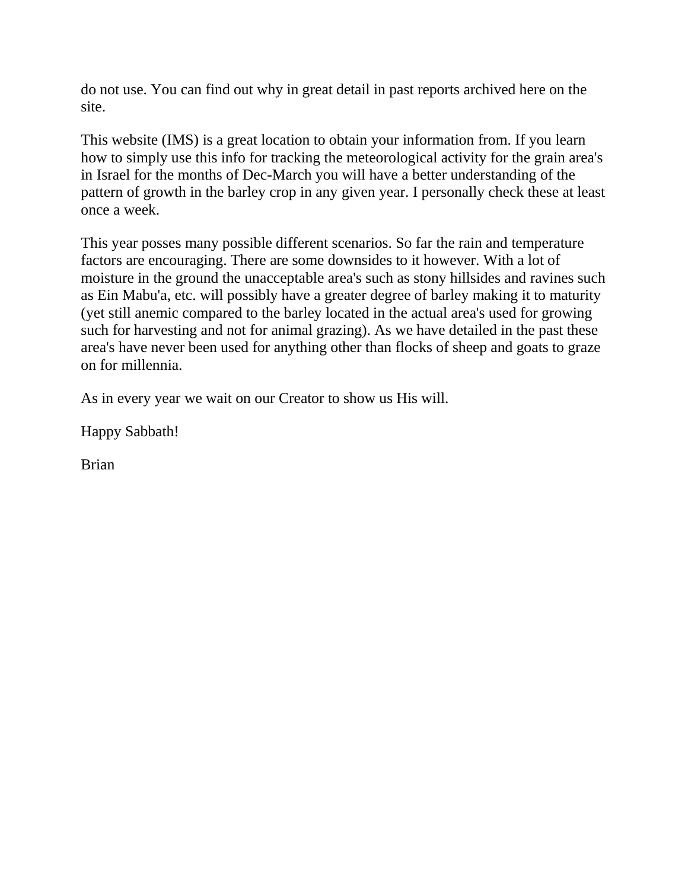do not use. You can find out why in great detail in past reports archived here on the site.

This website (IMS) is a great location to obtain your information from. If you learn how to simply use this info for tracking the meteorological activity for the grain area's in Israel for the months of Dec-March you will have a better understanding of the pattern of growth in the barley crop in any given year. I personally check these at least once a week.

This year posses many possible different scenarios. So far the rain and temperature factors are encouraging. There are some downsides to it however. With a lot of moisture in the ground the unacceptable area's such as stony hillsides and ravines such as Ein Mabu'a, etc. will possibly have a greater degree of barley making it to maturity (yet still anemic compared to the barley located in the actual area's used for growing such for harvesting and not for animal grazing). As we have detailed in the past these area's have never been used for anything other than flocks of sheep and goats to graze on for millennia.

As in every year we wait on our Creator to show us His will.

Happy Sabbath!

Brian